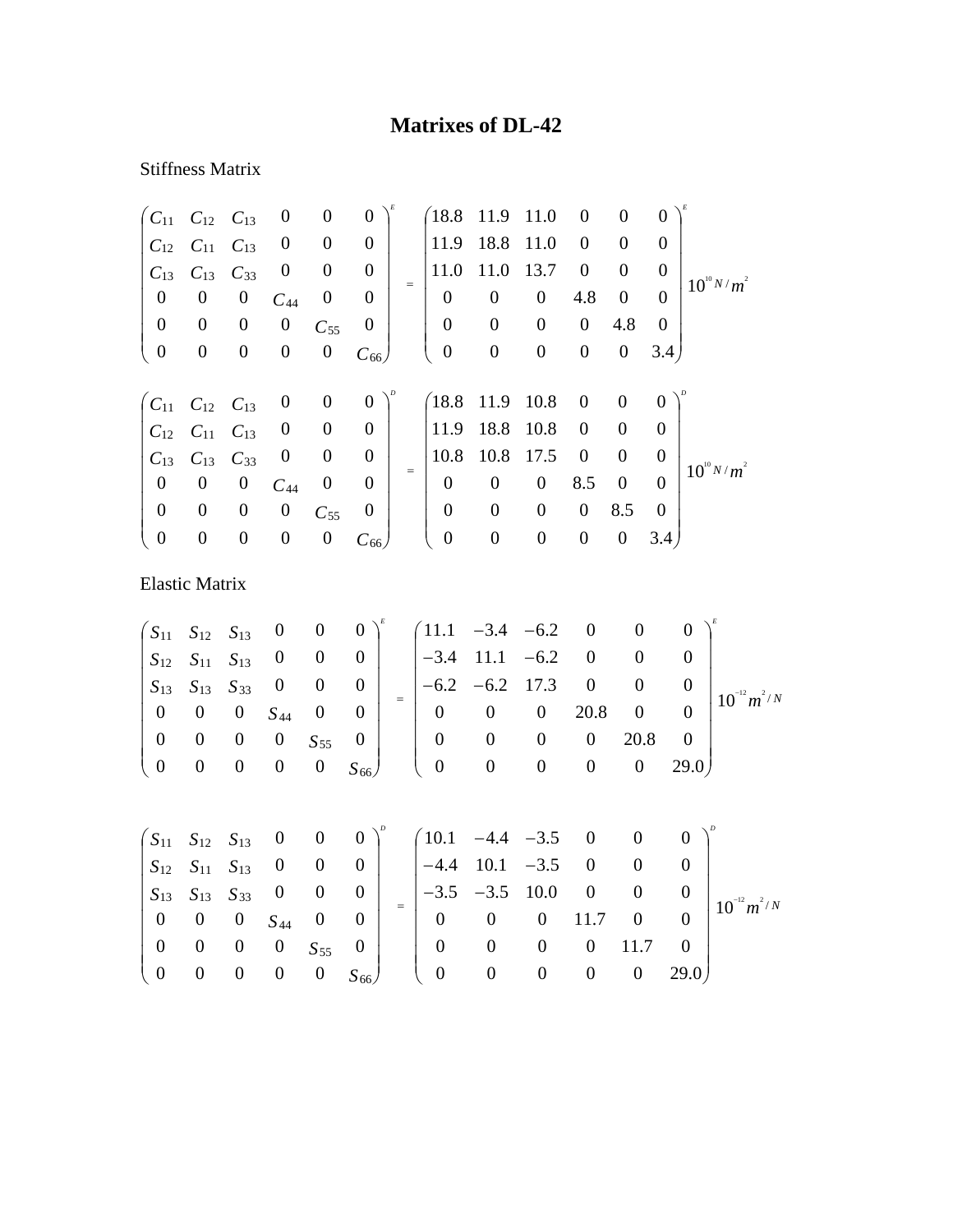# Matrixes of DL-42

Stiffness Matrix

$$
\begin{pmatrix} C_{11} & C_{12} & C_{13} & 0 & 0 & 0 \\ C_{12} & C_{11} & C_{13} & 0 & 0 & 0 \\ C_{13} & C_{13} & C_{33} & 0 & 0 & 0 \\ 0 & 0 & 0 & C_{44} & 0 & 0 \\ 0 & 0 & 0 & 0 & C_{55} & 0 \\ 0 & 0 & 0 & 0 & 0 & C_{66} \end{pmatrix}^{E} = \begin{pmatrix} 18.8 & 11.9 & 11.0 & 0 & 0 & 0 \\ 11.9 & 18.8 & 11.0 & 0 & 0 & 0 \\ 11.0 & 11.0 & 13.7 & 0 & 0 & 0 \\ 0 & 0 & 0 & 4.8 & 0 & 0 \\ 0 & 0 & 0 & 0 & 4.8 & 0 \\ 0 & 0 & 0 & 0 & 0 & 3.4 \end{pmatrix}^{E} 10^{10} N/m^{2}
$$

$$
\begin{pmatrix} C_{11} & C_{12} & C_{13} & 0 & 0 & 0 \\ C_{12} & C_{11} & C_{13} & 0 & 0 & 0 \\ C_{13} & C_{13} & C_{33} & 0 & 0 & 0 \\ 0 & 0 & 0 & C_{44} & 0 & 0 \\ 0 & 0 & 0 & 0 & C_{55} & 0 \\ 0 & 0 & 0 & 0 & 0 & C_{66} \end{pmatrix}^{D} = \begin{pmatrix} 18.8 & 11.9 & 10.8 & 0 & 0 & 0 \\ 11.9 & 18.8 & 10.8 & 0 & 0 & 0 \\ 10.8 & 10.8 & 17.5 & 0 & 0 & 0 \\ 0 & 0 & 0 & 8.5 & 0 & 0 \\ 0 & 0 & 0 & 0 & 8.5 & 0 \\ 0 & 0 & 0 & 0 & 0 & 3.4 \end{pmatrix}^{D} 10^{10} N/m^{2}
$$

Elastic Matrix

$$
\begin{pmatrix} S_{11} & S_{12} & S_{13} & 0 & 0 & 0 \\ S_{12} & S_{11} & S_{13} & 0 & 0 & 0 \\ S_{13} & S_{13} & S_{33} & 0 & 0 & 0 \\ 0 & 0 & 0 & S_{44} & 0 & 0 \\ 0 & 0 & 0 & 0 & S_{55} & 0 \\ 0 & 0 & 0 & 0 & 0 & S_{66} \end{pmatrix}^{E} = \begin{pmatrix} 11.1 & -3.4 & -6.2 & 0 & 0 & 0 \\ -3.4 & 11.1 & -6.2 & 0 & 0 & 0 \\ -6.2 & -6.2 & 17.3 & 0 & 0 & 0 \\ 0 & 0 & 0 & 20.8 & 0 & 0 \\ 0 & 0 & 0 & 0 & 20.8 & 0 \\ 0 & 0 & 0 & 0 & 0 & 29.0 \end{pmatrix}^{E} 10^{-12} m^{2}/N
$$

$$
\begin{pmatrix} S_{11} & S_{12} & S_{13} & 0 & 0 & 0 \\ S_{12} & S_{11} & S_{13} & 0 & 0 & 0 \\ S_{13} & S_{13} & S_{33} & 0 & 0 & 0 \\ 0 & 0 & 0 & S_{44} & 0 & 0 \\ 0 & 0 & 0 & 0 & S_{55} & 0 \\ 0 & 0 & 0 & 0 & 0 & S_{66} \end{pmatrix}^{D} = \begin{pmatrix} 10.1 & -4.4 & -3.5 & 0 & 0 & 0 \\ -4.4 & 10.1 & -3.5 & 0 & 0 & 0 \\ -3.5 & -3.5 & 10.0 & 0 & 0 & 0 \\ 0 & 0 & 0 & 11.7 & 0 & 0 \\ 0 & 0 & 0 & 0 & 11.7 & 0 \\ 0 & 0 & 0 & 0 & 0 & 29.0 \end{pmatrix}^{D} 10^{-12} m^{2}/N
$$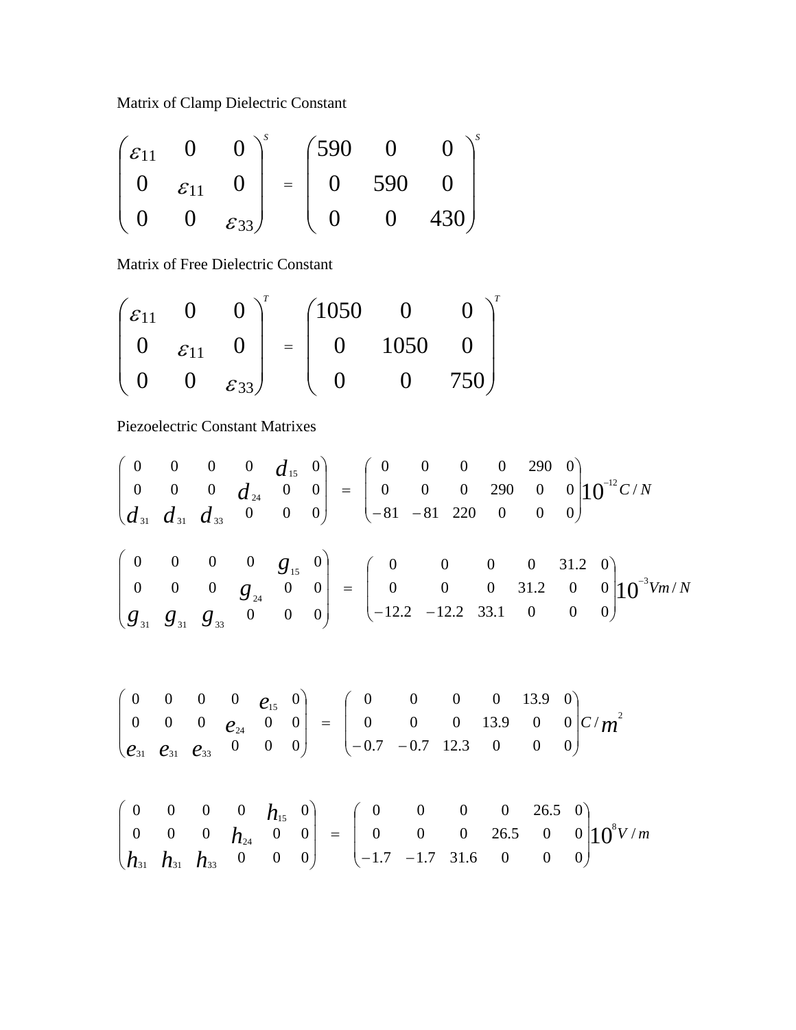Matrix of Clamp Dielectric Constant

$$\begin{pmatrix} \varepsilon_{11} & 0 & 0 \\ 0 & \varepsilon_{11} & 0 \\ 0 & 0 & \varepsilon_{33} \end{pmatrix}^S = \begin{pmatrix} 590 & 0 & 0 \\ 0 & 590 & 0 \\ 0 & 0 & 430 \end{pmatrix}^S$$

Matrix of Free Dielectric Constant

$$\begin{pmatrix} \varepsilon_{11} & 0 & 0 \\ 0 & \varepsilon_{11} & 0 \\ 0 & 0 & \varepsilon_{33} \end{pmatrix}^T = \begin{pmatrix} 1050 & 0 & 0 \\ 0 & 1050 & 0 \\ 0 & 0 & 750 \end{pmatrix}^T$$

Piezoelectric Constant Matrixes

$$\begin{pmatrix} 0 & 0 & 0 & 0 & d_{15} & 0 \\ 0 & 0 & 0 & d_{24} & 0 & 0 \\ d_{31} & d_{31} & d_{33} & 0 & 0 & 0 \end{pmatrix} = \begin{pmatrix} 0 & 0 & 0 & 0 & 290 & 0 \\ 0 & 0 & 0 & 290 & 0 & 0 \\ -81 & -81 & 220 & 0 & 0 & 0 \end{pmatrix} 10^{-12} C/N$$

$$\begin{pmatrix} 0 & 0 & 0 & 0 & g_{15} & 0 \\ 0 & 0 & 0 & g_{24} & 0 & 0 \\ g_{31} & g_{31} & g_{33} & 0 & 0 & 0 \end{pmatrix} = \begin{pmatrix} 0 & 0 & 0 & 0 & 31.2 & 0 \\ 0 & 0 & 0 & 31.2 & 0 & 0 \\ -12.2 & -12.2 & 33.1 & 0 & 0 & 0 \end{pmatrix} 10^{-3} Vm/N$$

$$\begin{pmatrix} 0 & 0 & 0 & 0 & e_{15} & 0 \\ 0 & 0 & 0 & e_{24} & 0 & 0 \\ e_{31} & e_{31} & e_{33} & 0 & 0 & 0 \end{pmatrix} = \begin{pmatrix} 0 & 0 & 0 & 0 & 13.9 & 0 \\ 0 & 0 & 0 & 13.9 & 0 & 0 \\ -0.7 & -0.7 & 12.3 & 0 & 0 & 0 \end{pmatrix} C/m^2$$

$$\begin{pmatrix} 0 & 0 & 0 & 0 & h_{15} & 0 \\ 0 & 0 & 0 & h_{24} & 0 & 0 \\ h_{31} & h_{31} & h_{33} & 0 & 0 & 0 \end{pmatrix} = \begin{pmatrix} 0 & 0 & 0 & 0 & 26.5 & 0 \\ 0 & 0 & 0 & 26.5 & 0 & 0 \\ -1.7 & -1.7 & 31.6 & 0 & 0 & 0 \end{pmatrix} 10^{8} V/m$$